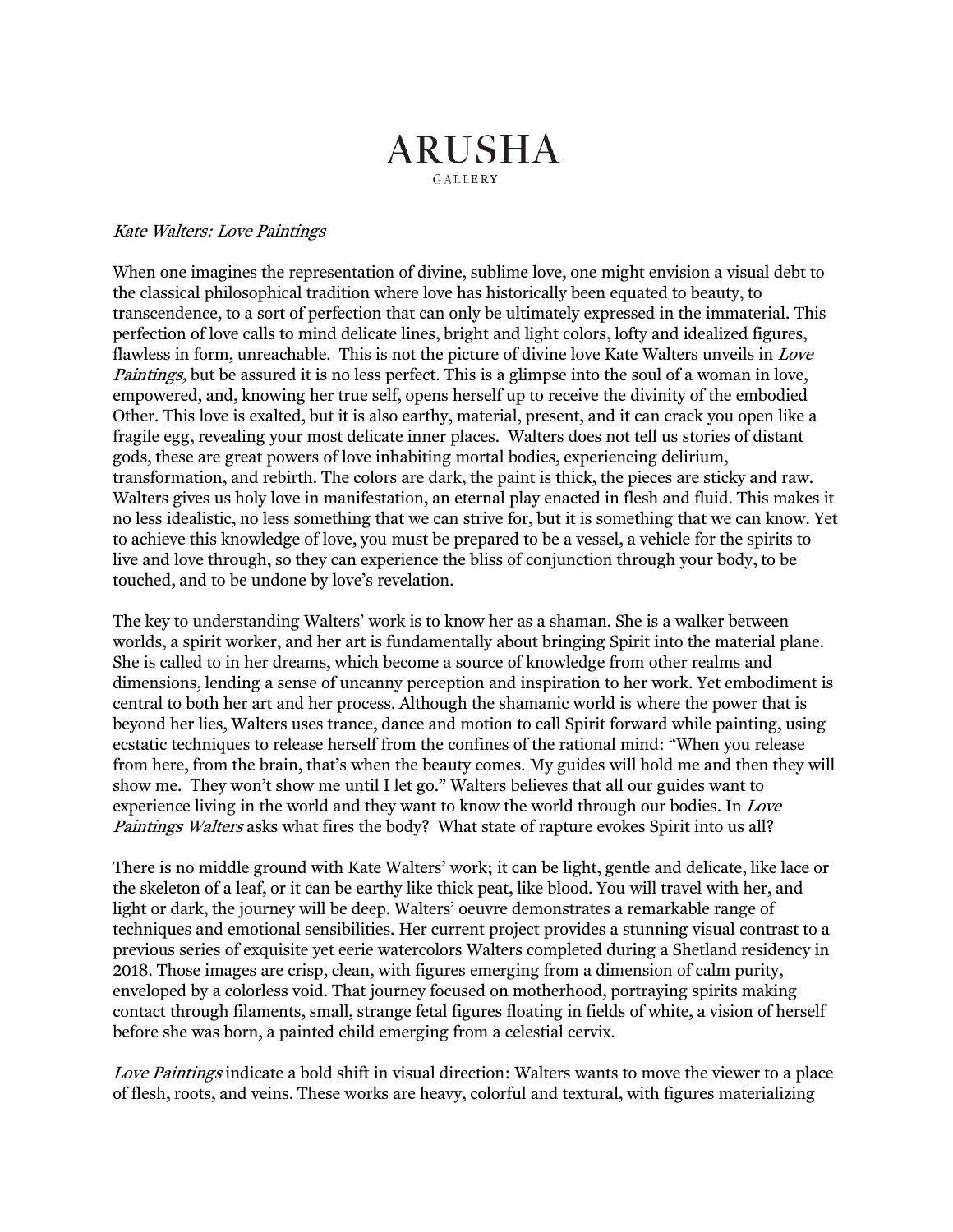# ARUSHA

GALLERY

*Kate Walters: Love Paintings*

When one imagines the representation of divine, sublime love, one might envision a visual debt to the classical philosophical tradition where love has historically been equated to beauty, to transcendence, to a sort of perfection that can only be ultimately expressed in the immaterial. This perfection of love calls to mind delicate lines, bright and light colors, lofty and idealized figures, flawless in form, unreachable. This is not the picture of divine love Kate Walters unveils in *Love Paintings,* but be assured it is no less perfect. This is a glimpse into the soul of a woman in love, empowered, and, knowing her true self, opens herself up to receive the divinity of the embodied Other. This love is exalted, but it is also earthy, material, present, and it can crack you open like a fragile egg, revealing your most delicate inner places. Walters does not tell us stories of distant gods, these are great powers of love inhabiting mortal bodies, experiencing delirium, transformation, and rebirth. The colors are dark, the paint is thick, the pieces are sticky and raw. Walters gives us holy love in manifestation, an eternal play enacted in flesh and fluid. This makes it no less idealistic, no less something that we can strive for, but it is something that we can know. Yet to achieve this knowledge of love, you must be prepared to be a vessel, a vehicle for the spirits to live and love through, so they can experience the bliss of conjunction through your body, to be touched, and to be undone by love's revelation.

The key to understanding Walters' work is to know her as a shaman. She is a walker between worlds, a spirit worker, and her art is fundamentally about bringing Spirit into the material plane. She is called to in her dreams, which become a source of knowledge from other realms and dimensions, lending a sense of uncanny perception and inspiration to her work. Yet embodiment is central to both her art and her process. Although the shamanic world is where the power that is beyond her lies, Walters uses trance, dance and motion to call Spirit forward while painting, using ecstatic techniques to release herself from the confines of the rational mind: "When you release from here, from the brain, that's when the beauty comes. My guides will hold me and then they will show me. They won't show me until I let go." Walters believes that all our guides want to experience living in the world and they want to know the world through our bodies. In *Love Paintings Walters* asks what fires the body? What state of rapture evokes Spirit into us all?

There is no middle ground with Kate Walters' work; it can be light, gentle and delicate, like lace or the skeleton of a leaf, or it can be earthy like thick peat, like blood. You will travel with her, and light or dark, the journey will be deep. Walters' oeuvre demonstrates a remarkable range of techniques and emotional sensibilities. Her current project provides a stunning visual contrast to a previous series of exquisite yet eerie watercolors Walters completed during a Shetland residency in 2018. Those images are crisp, clean, with figures emerging from a dimension of calm purity, enveloped by a colorless void. That journey focused on motherhood, portraying spirits making contact through filaments, small, strange fetal figures floating in fields of white, a vision of herself before she was born, a painted child emerging from a celestial cervix.

*Love Paintings* indicate a bold shift in visual direction: Walters wants to move the viewer to a place of flesh, roots, and veins. These works are heavy, colorful and textural, with figures materializing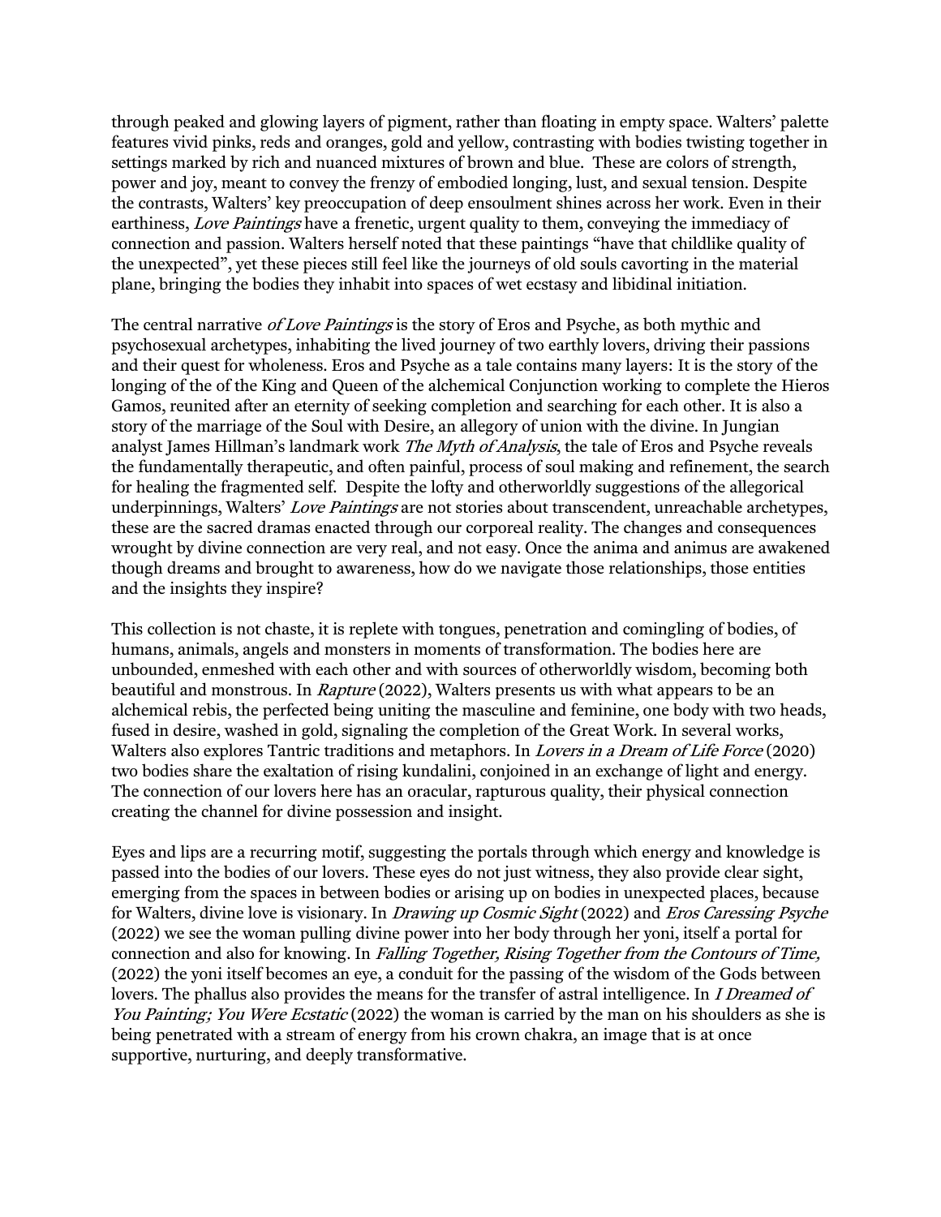through peaked and glowing layers of pigment, rather than floating in empty space. Walters' palette features vivid pinks, reds and oranges, gold and yellow, contrasting with bodies twisting together in settings marked by rich and nuanced mixtures of brown and blue. These are colors of strength, power and joy, meant to convey the frenzy of embodied longing, lust, and sexual tension. Despite the contrasts, Walters' key preoccupation of deep ensoulment shines across her work. Even in their earthiness, *Love Paintings* have a frenetic, urgent quality to them, conveying the immediacy of connection and passion. Walters herself noted that these paintings "have that childlike quality of the unexpected", yet these pieces still feel like the journeys of old souls cavorting in the material plane, bringing the bodies they inhabit into spaces of wet ecstasy and libidinal initiation.

The central narrative *of Love Paintings* is the story of Eros and Psyche, as both mythic and psychosexual archetypes, inhabiting the lived journey of two earthly lovers, driving their passions and their quest for wholeness. Eros and Psyche as a tale contains many layers: It is the story of the longing of the of the King and Queen of the alchemical Conjunction working to complete the Hieros Gamos, reunited after an eternity of seeking completion and searching for each other. It is also a story of the marriage of the Soul with Desire, an allegory of union with the divine. In Jungian analyst James Hillman's landmark work *The Myth of Analysis*, the tale of Eros and Psyche reveals the fundamentally therapeutic, and often painful, process of soul making and refinement, the search for healing the fragmented self. Despite the lofty and otherworldly suggestions of the allegorical underpinnings, Walters' *Love Paintings* are not stories about transcendent, unreachable archetypes, these are the sacred dramas enacted through our corporeal reality. The changes and consequences wrought by divine connection are very real, and not easy. Once the anima and animus are awakened though dreams and brought to awareness, how do we navigate those relationships, those entities and the insights they inspire?

This collection is not chaste, it is replete with tongues, penetration and comingling of bodies, of humans, animals, angels and monsters in moments of transformation. The bodies here are unbounded, enmeshed with each other and with sources of otherworldly wisdom, becoming both beautiful and monstrous. In *Rapture* (2022), Walters presents us with what appears to be an alchemical rebis, the perfected being uniting the masculine and feminine, one body with two heads, fused in desire, washed in gold, signaling the completion of the Great Work. In several works, Walters also explores Tantric traditions and metaphors. In *Lovers in a Dream of Life Force* (2020) two bodies share the exaltation of rising kundalini, conjoined in an exchange of light and energy. The connection of our lovers here has an oracular, rapturous quality, their physical connection creating the channel for divine possession and insight.

Eyes and lips are a recurring motif, suggesting the portals through which energy and knowledge is passed into the bodies of our lovers. These eyes do not just witness, they also provide clear sight, emerging from the spaces in between bodies or arising up on bodies in unexpected places, because for Walters, divine love is visionary. In *Drawing up Cosmic Sight* (2022) and *Eros Caressing Psyche* (2022) we see the woman pulling divine power into her body through her yoni, itself a portal for connection and also for knowing. In *Falling Together, Rising Together from the Contours of Time,* (2022) the yoni itself becomes an eye, a conduit for the passing of the wisdom of the Gods between lovers. The phallus also provides the means for the transfer of astral intelligence. In *I Dreamed of You Painting; You Were Ecstatic* (2022) the woman is carried by the man on his shoulders as she is being penetrated with a stream of energy from his crown chakra, an image that is at once supportive, nurturing, and deeply transformative.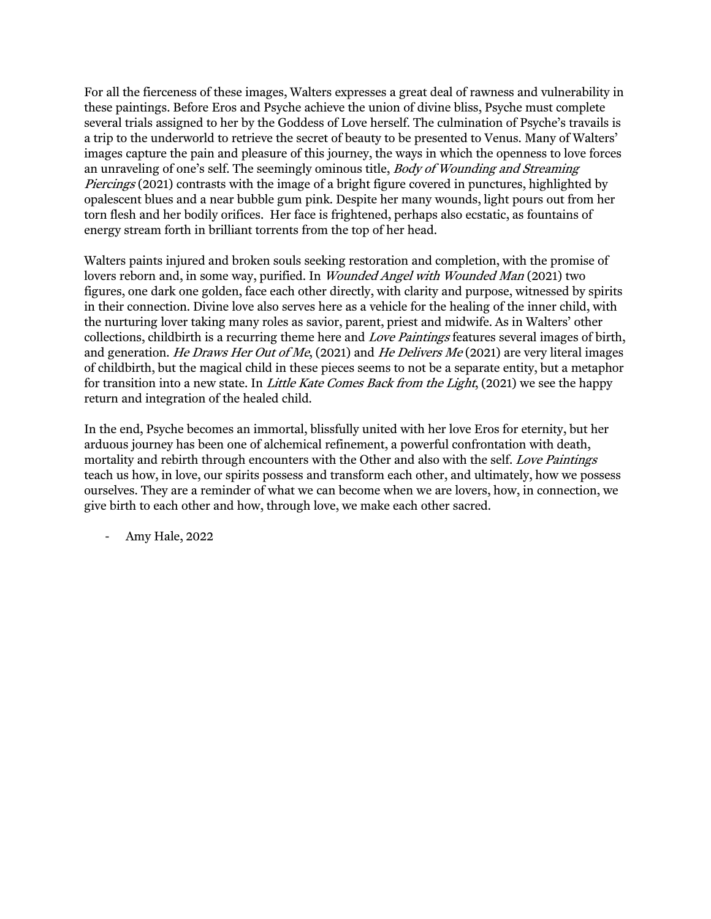For all the fierceness of these images, Walters expresses a great deal of rawness and vulnerability in these paintings. Before Eros and Psyche achieve the union of divine bliss, Psyche must complete several trials assigned to her by the Goddess of Love herself. The culmination of Psyche's travails is a trip to the underworld to retrieve the secret of beauty to be presented to Venus. Many of Walters' images capture the pain and pleasure of this journey, the ways in which the openness to love forces an unraveling of one's self. The seemingly ominous title, *Body of Wounding and Streaming Piercings* (2021) contrasts with the image of a bright figure covered in punctures, highlighted by opalescent blues and a near bubble gum pink. Despite her many wounds, light pours out from her torn flesh and her bodily orifices. Her face is frightened, perhaps also ecstatic, as fountains of energy stream forth in brilliant torrents from the top of her head.

Walters paints injured and broken souls seeking restoration and completion, with the promise of lovers reborn and, in some way, purified. In *Wounded Angel with Wounded Man* (2021) two figures, one dark one golden, face each other directly, with clarity and purpose, witnessed by spirits in their connection. Divine love also serves here as a vehicle for the healing of the inner child, with the nurturing lover taking many roles as savior, parent, priest and midwife. As in Walters' other collections, childbirth is a recurring theme here and *Love Paintings* features several images of birth, and generation. *He Draws Her Out of Me*, (2021) and *He Delivers Me* (2021) are very literal images of childbirth, but the magical child in these pieces seems to not be a separate entity, but a metaphor for transition into a new state. In *Little Kate Comes Back from the Light*, (2021) we see the happy return and integration of the healed child.

In the end, Psyche becomes an immortal, blissfully united with her love Eros for eternity, but her arduous journey has been one of alchemical refinement, a powerful confrontation with death, mortality and rebirth through encounters with the Other and also with the self. *Love Paintings* teach us how, in love, our spirits possess and transform each other, and ultimately, how we possess ourselves. They are a reminder of what we can become when we are lovers, how, in connection, we give birth to each other and how, through love, we make each other sacred.

- Amy Hale, 2022